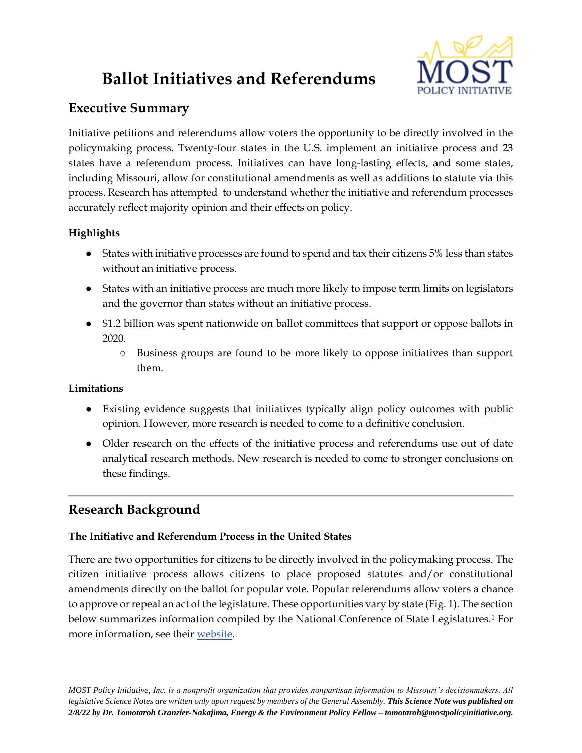# Ballot Initiatives and Referendums

## Executive Summary

Initiative petitions and referendums allow voters the opportunity to be directly involved in the policymaking process. Twenty-four states in the U.S. implement an initiative process and 23 states have a referendum process. Initiatives can have long-lasting effects, and some states, including Missouri, allow for constitutional amendments as well as additions to statute via this process. Research has attempted to understand whether the initiative and referendum processes accurately reflect majority opinion and their effects on policy.

**Highlights**

- States with initiative processes are found to spend and tax their citizens 5% less than states without an initiative process.
- States with an initiative process are much more likely to impose term limits on legislators and the governor than states without an initiative process.
- $1.2 billion was spent nationwide on ballot committees that support or oppose ballots in 2020.
  - Business groups are found to be more likely to oppose initiatives than support them.

**Limitations**

- Existing evidence suggests that initiatives typically align policy outcomes with public opinion. However, more research is needed to come to a definitive conclusion.
- Older research on the effects of the initiative process and referendums use out of date analytical research methods. New research is needed to come to stronger conclusions on these findings.

## Research Background

### The Initiative and Referendum Process in the United States

There are two opportunities for citizens to be directly involved in the policymaking process. The citizen initiative process allows citizens to place proposed statutes and/or constitutional amendments directly on the ballot for popular vote. Popular referendums allow voters a chance to approve or repeal an act of the legislature. These opportunities vary by state (Fig. 1). The section below summarizes information compiled by the National Conference of State Legislatures.[1] For more information, see their website.

*MOST Policy Initiative, Inc. is a nonprofit organization that provides nonpartisan information to Missouri's decisionmakers. All legislative Science Notes are written only upon request by members of the General Assembly.* ***This Science Note was published on 2/8/22 by Dr. Tomotaroh Granzier-Nakajima, Energy & the Environment Policy Fellow – tomotaroh@mostpolicyinitiative.org.***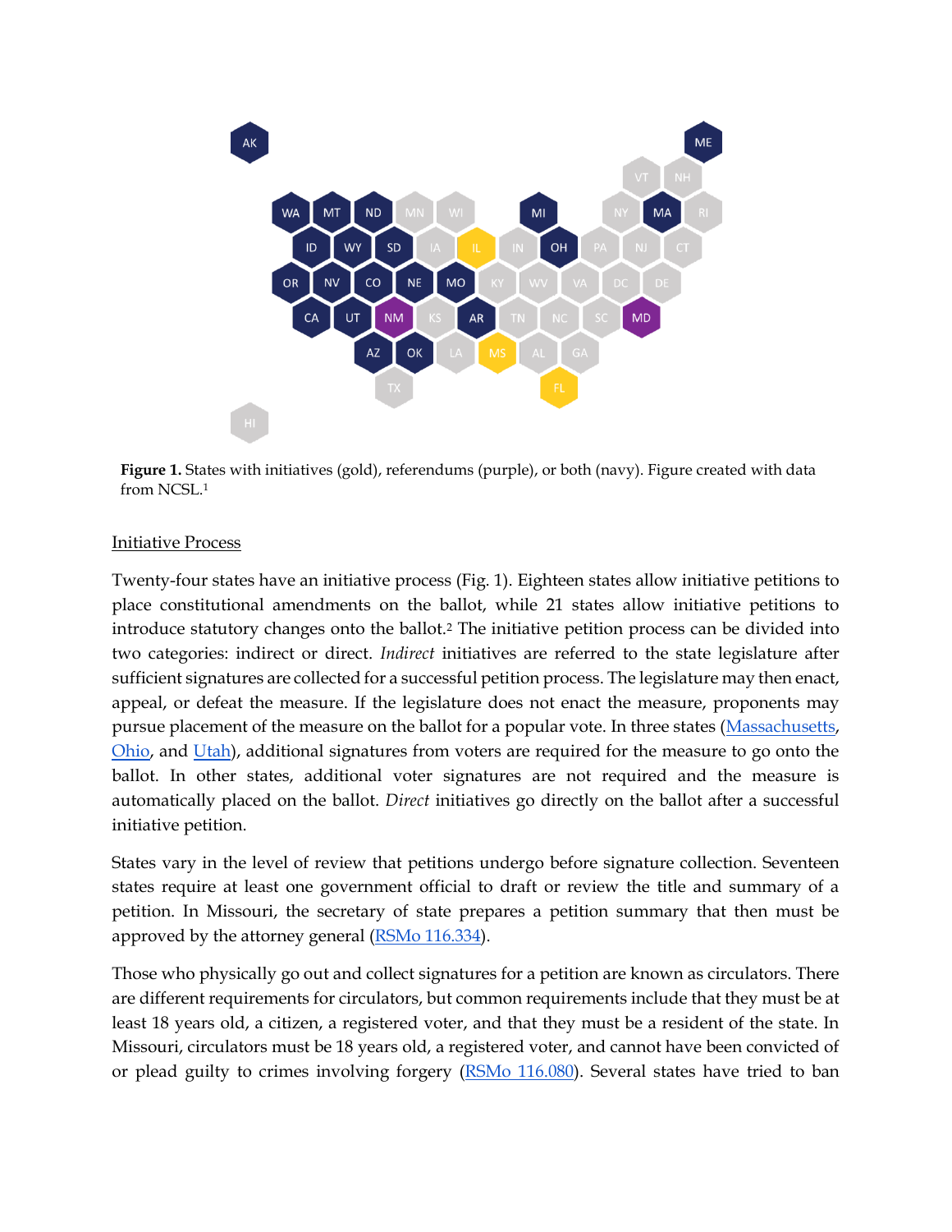**Figure 1.** States with initiatives (gold), referendums (purple), or both (navy). Figure created with data from NCSL.[1]

Initiative Process

Twenty-four states have an initiative process (Fig. 1). Eighteen states allow initiative petitions to place constitutional amendments on the ballot, while 21 states allow initiative petitions to introduce statutory changes onto the ballot.[2] The initiative petition process can be divided into two categories: indirect or direct. *Indirect* initiatives are referred to the state legislature after sufficient signatures are collected for a successful petition process. The legislature may then enact, appeal, or defeat the measure. If the legislature does not enact the measure, proponents may pursue placement of the measure on the ballot for a popular vote. In three states (Massachusetts, Ohio, and Utah), additional signatures from voters are required for the measure to go onto the ballot. In other states, additional voter signatures are not required and the measure is automatically placed on the ballot. *Direct* initiatives go directly on the ballot after a successful initiative petition.

States vary in the level of review that petitions undergo before signature collection. Seventeen states require at least one government official to draft or review the title and summary of a petition. In Missouri, the secretary of state prepares a petition summary that then must be approved by the attorney general (RSMo 116.334).

Those who physically go out and collect signatures for a petition are known as circulators. There are different requirements for circulators, but common requirements include that they must be at least 18 years old, a citizen, a registered voter, and that they must be a resident of the state. In Missouri, circulators must be 18 years old, a registered voter, and cannot have been convicted of or plead guilty to crimes involving forgery (RSMo 116.080). Several states have tried to ban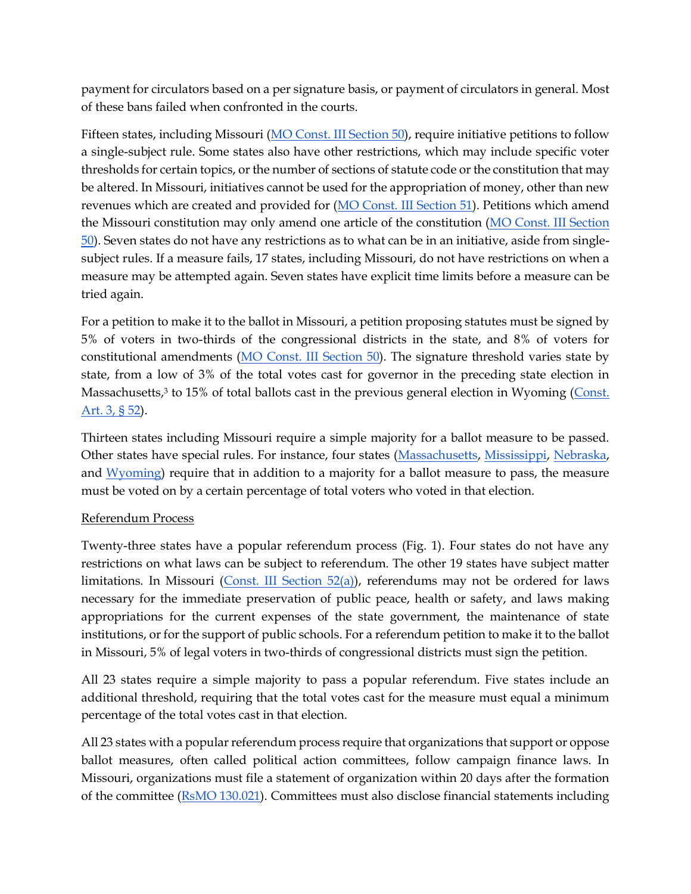payment for circulators based on a per signature basis, or payment of circulators in general. Most of these bans failed when confronted in the courts.

Fifteen states, including Missouri (MO Const. III Section 50), require initiative petitions to follow a single-subject rule. Some states also have other restrictions, which may include specific voter thresholds for certain topics, or the number of sections of statute code or the constitution that may be altered. In Missouri, initiatives cannot be used for the appropriation of money, other than new revenues which are created and provided for (MO Const. III Section 51). Petitions which amend the Missouri constitution may only amend one article of the constitution (MO Const. III Section 50). Seven states do not have any restrictions as to what can be in an initiative, aside from single-subject rules. If a measure fails, 17 states, including Missouri, do not have restrictions on when a measure may be attempted again. Seven states have explicit time limits before a measure can be tried again.

For a petition to make it to the ballot in Missouri, a petition proposing statutes must be signed by 5% of voters in two-thirds of the congressional districts in the state, and 8% of voters for constitutional amendments (MO Const. III Section 50). The signature threshold varies state by state, from a low of 3% of the total votes cast for governor in the preceding state election in Massachusetts,[3] to 15% of total ballots cast in the previous general election in Wyoming (Const. Art. 3, § 52).

Thirteen states including Missouri require a simple majority for a ballot measure to be passed. Other states have special rules. For instance, four states (Massachusetts, Mississippi, Nebraska, and Wyoming) require that in addition to a majority for a ballot measure to pass, the measure must be voted on by a certain percentage of total voters who voted in that election.

Referendum Process

Twenty-three states have a popular referendum process (Fig. 1). Four states do not have any restrictions on what laws can be subject to referendum. The other 19 states have subject matter limitations. In Missouri (Const. III Section 52(a)), referendums may not be ordered for laws necessary for the immediate preservation of public peace, health or safety, and laws making appropriations for the current expenses of the state government, the maintenance of state institutions, or for the support of public schools. For a referendum petition to make it to the ballot in Missouri, 5% of legal voters in two-thirds of congressional districts must sign the petition.

All 23 states require a simple majority to pass a popular referendum. Five states include an additional threshold, requiring that the total votes cast for the measure must equal a minimum percentage of the total votes cast in that election.

All 23 states with a popular referendum process require that organizations that support or oppose ballot measures, often called political action committees, follow campaign finance laws. In Missouri, organizations must file a statement of organization within 20 days after the formation of the committee (RsMO 130.021). Committees must also disclose financial statements including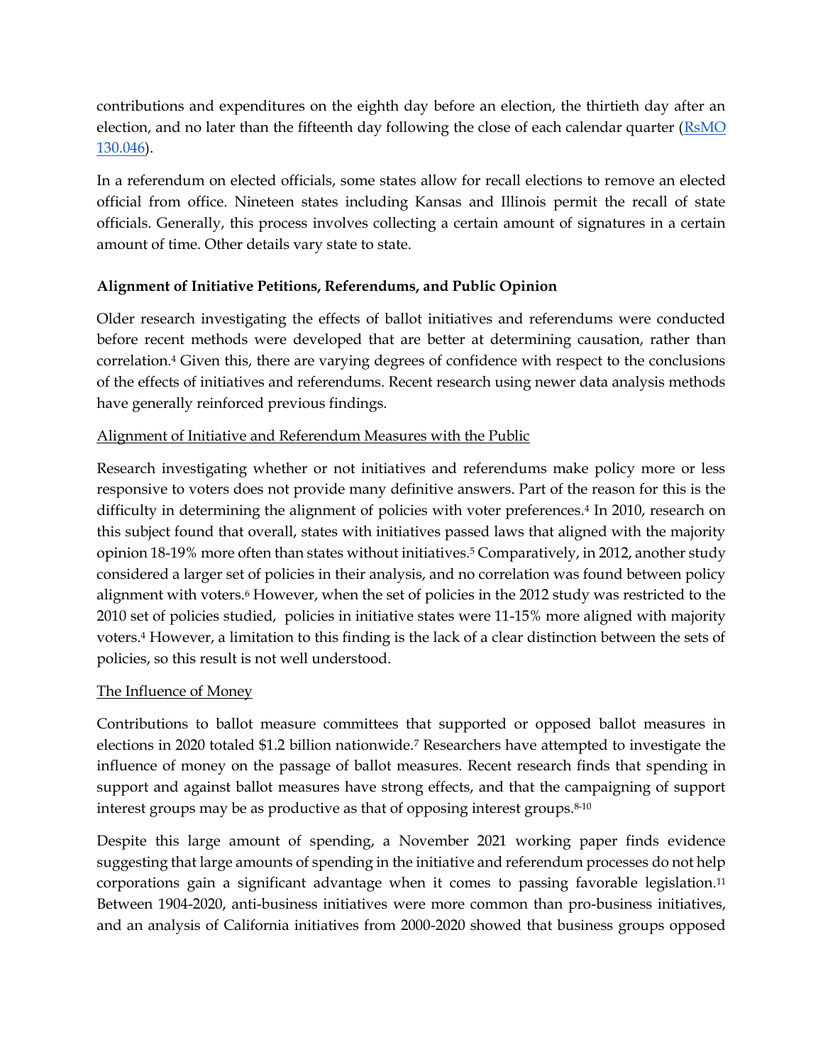contributions and expenditures on the eighth day before an election, the thirtieth day after an election, and no later than the fifteenth day following the close of each calendar quarter (RsMO 130.046).

In a referendum on elected officials, some states allow for recall elections to remove an elected official from office. Nineteen states including Kansas and Illinois permit the recall of state officials. Generally, this process involves collecting a certain amount of signatures in a certain amount of time. Other details vary state to state.

**Alignment of Initiative Petitions, Referendums, and Public Opinion**

Older research investigating the effects of ballot initiatives and referendums were conducted before recent methods were developed that are better at determining causation, rather than correlation.[4] Given this, there are varying degrees of confidence with respect to the conclusions of the effects of initiatives and referendums. Recent research using newer data analysis methods have generally reinforced previous findings.

Alignment of Initiative and Referendum Measures with the Public

Research investigating whether or not initiatives and referendums make policy more or less responsive to voters does not provide many definitive answers. Part of the reason for this is the difficulty in determining the alignment of policies with voter preferences.[4] In 2010, research on this subject found that overall, states with initiatives passed laws that aligned with the majority opinion 18-19% more often than states without initiatives.[5] Comparatively, in 2012, another study considered a larger set of policies in their analysis, and no correlation was found between policy alignment with voters.[6] However, when the set of policies in the 2012 study was restricted to the 2010 set of policies studied, policies in initiative states were 11-15% more aligned with majority voters.[4] However, a limitation to this finding is the lack of a clear distinction between the sets of policies, so this result is not well understood.

The Influence of Money

Contributions to ballot measure committees that supported or opposed ballot measures in elections in 2020 totaled $1.2 billion nationwide.[7] Researchers have attempted to investigate the influence of money on the passage of ballot measures. Recent research finds that spending in support and against ballot measures have strong effects, and that the campaigning of support interest groups may be as productive as that of opposing interest groups.[8-10]

Despite this large amount of spending, a November 2021 working paper finds evidence suggesting that large amounts of spending in the initiative and referendum processes do not help corporations gain a significant advantage when it comes to passing favorable legislation.[11] Between 1904-2020, anti-business initiatives were more common than pro-business initiatives, and an analysis of California initiatives from 2000-2020 showed that business groups opposed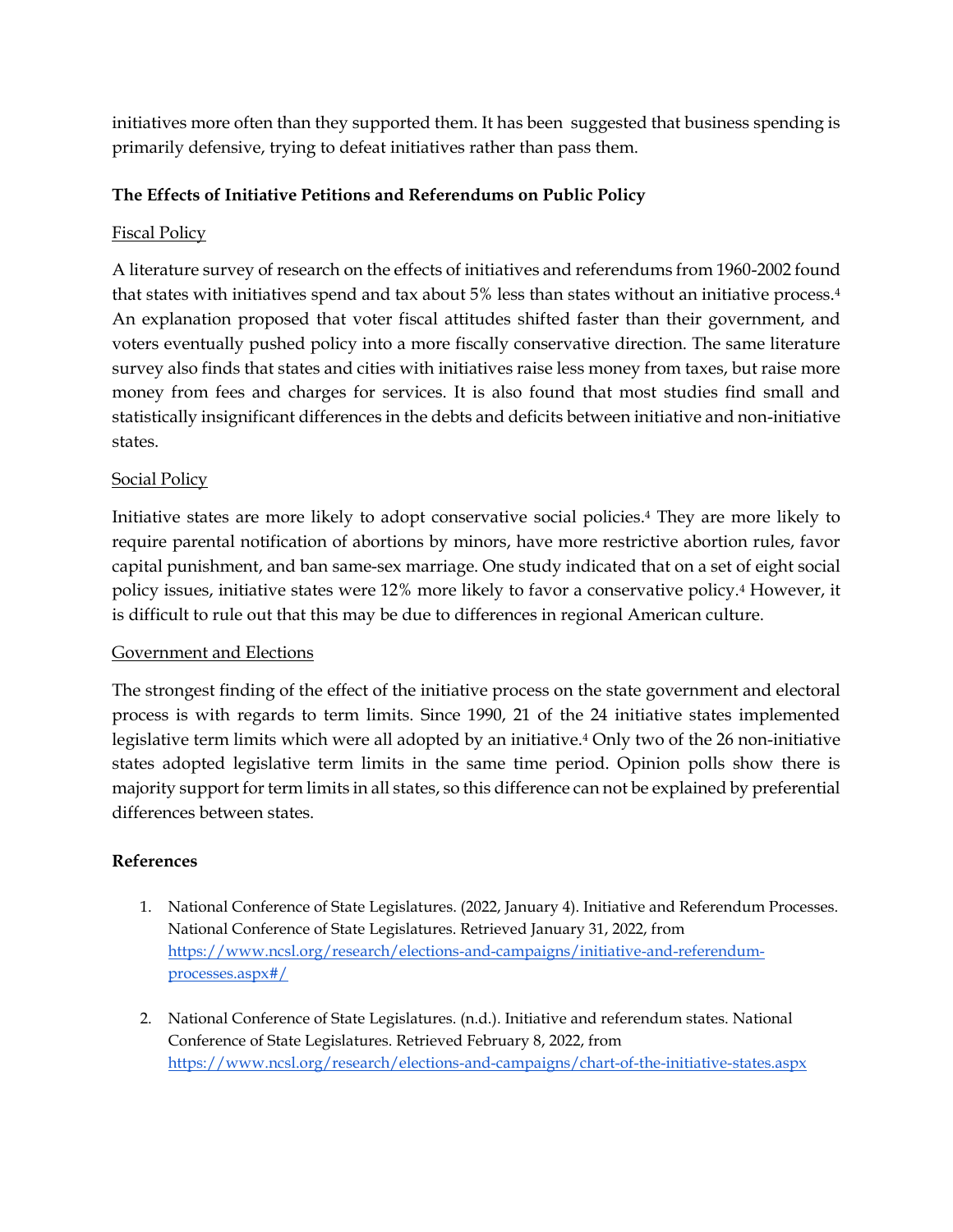initiatives more often than they supported them. It has been suggested that business spending is primarily defensive, trying to defeat initiatives rather than pass them.

### The Effects of Initiative Petitions and Referendums on Public Policy

Fiscal Policy

A literature survey of research on the effects of initiatives and referendums from 1960-2002 found that states with initiatives spend and tax about 5% less than states without an initiative process.[4] An explanation proposed that voter fiscal attitudes shifted faster than their government, and voters eventually pushed policy into a more fiscally conservative direction. The same literature survey also finds that states and cities with initiatives raise less money from taxes, but raise more money from fees and charges for services. It is also found that most studies find small and statistically insignificant differences in the debts and deficits between initiative and non-initiative states.

Social Policy

Initiative states are more likely to adopt conservative social policies.[4] They are more likely to require parental notification of abortions by minors, have more restrictive abortion rules, favor capital punishment, and ban same-sex marriage. One study indicated that on a set of eight social policy issues, initiative states were 12% more likely to favor a conservative policy.[4] However, it is difficult to rule out that this may be due to differences in regional American culture.

Government and Elections

The strongest finding of the effect of the initiative process on the state government and electoral process is with regards to term limits. Since 1990, 21 of the 24 initiative states implemented legislative term limits which were all adopted by an initiative.[4] Only two of the 26 non-initiative states adopted legislative term limits in the same time period. Opinion polls show there is majority support for term limits in all states, so this difference can not be explained by preferential differences between states.

### References

1. National Conference of State Legislatures. (2022, January 4). Initiative and Referendum Processes. National Conference of State Legislatures. Retrieved January 31, 2022, from https://www.ncsl.org/research/elections-and-campaigns/initiative-and-referendum-processes.aspx#/

2. National Conference of State Legislatures. (n.d.). Initiative and referendum states. National Conference of State Legislatures. Retrieved February 8, 2022, from https://www.ncsl.org/research/elections-and-campaigns/chart-of-the-initiative-states.aspx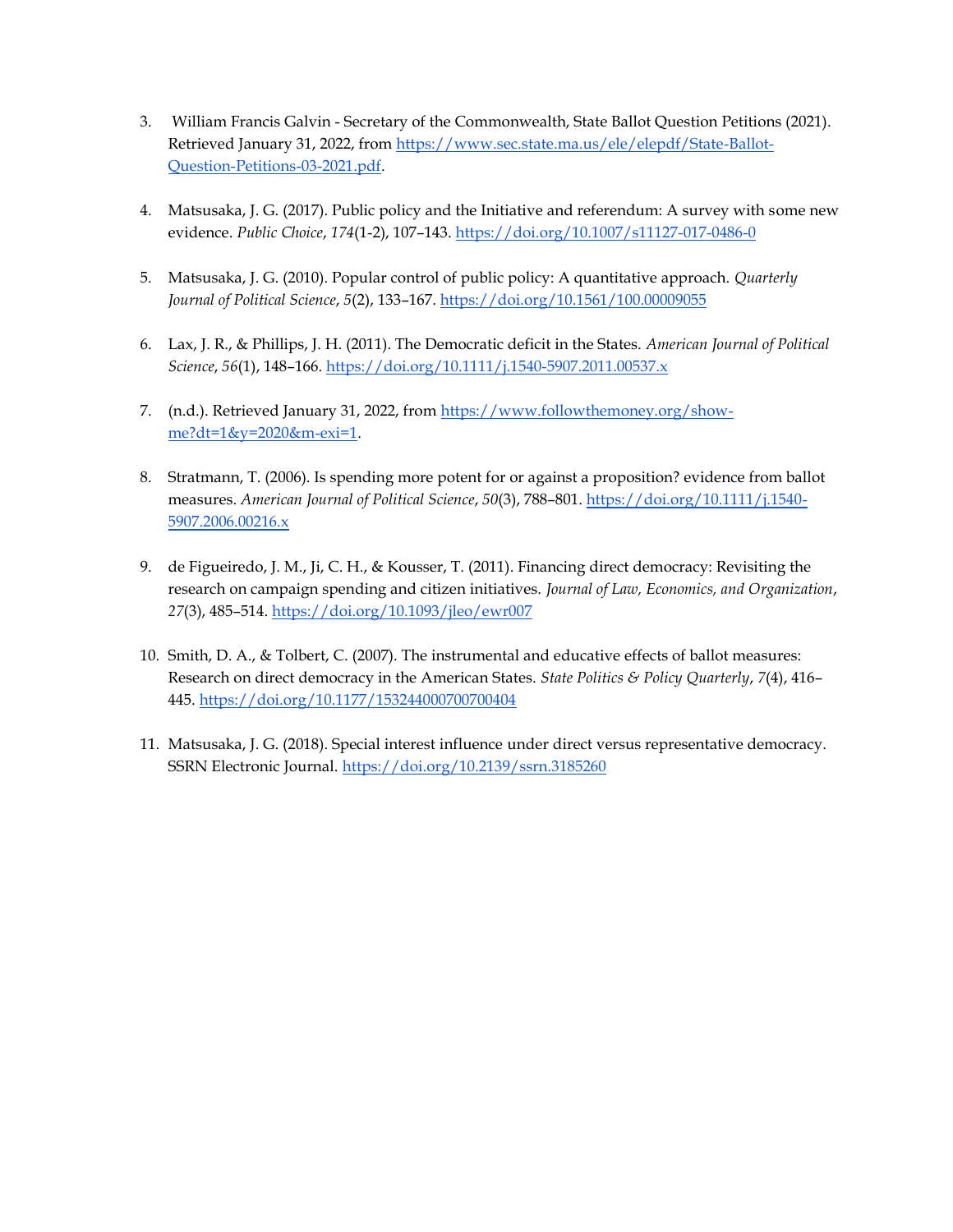3. William Francis Galvin - Secretary of the Commonwealth, State Ballot Question Petitions (2021). Retrieved January 31, 2022, from https://www.sec.state.ma.us/ele/elepdf/State-Ballot-Question-Petitions-03-2021.pdf.

4. Matsusaka, J. G. (2017). Public policy and the Initiative and referendum: A survey with some new evidence. *Public Choice*, *174*(1-2), 107–143. https://doi.org/10.1007/s11127-017-0486-0

5. Matsusaka, J. G. (2010). Popular control of public policy: A quantitative approach. *Quarterly Journal of Political Science*, *5*(2), 133–167. https://doi.org/10.1561/100.00009055

6. Lax, J. R., & Phillips, J. H. (2011). The Democratic deficit in the States. *American Journal of Political Science*, *56*(1), 148–166. https://doi.org/10.1111/j.1540-5907.2011.00537.x

7. (n.d.). Retrieved January 31, 2022, from https://www.followthemoney.org/show-me?dt=1&y=2020&m-exi=1.

8. Stratmann, T. (2006). Is spending more potent for or against a proposition? evidence from ballot measures. *American Journal of Political Science*, *50*(3), 788–801. https://doi.org/10.1111/j.1540-5907.2006.00216.x

9. de Figueiredo, J. M., Ji, C. H., & Kousser, T. (2011). Financing direct democracy: Revisiting the research on campaign spending and citizen initiatives. *Journal of Law, Economics, and Organization*, *27*(3), 485–514. https://doi.org/10.1093/jleo/ewr007

10. Smith, D. A., & Tolbert, C. (2007). The instrumental and educative effects of ballot measures: Research on direct democracy in the American States. *State Politics & Policy Quarterly*, *7*(4), 416–445. https://doi.org/10.1177/153244000700700404

11. Matsusaka, J. G. (2018). Special interest influence under direct versus representative democracy. SSRN Electronic Journal. https://doi.org/10.2139/ssrn.3185260